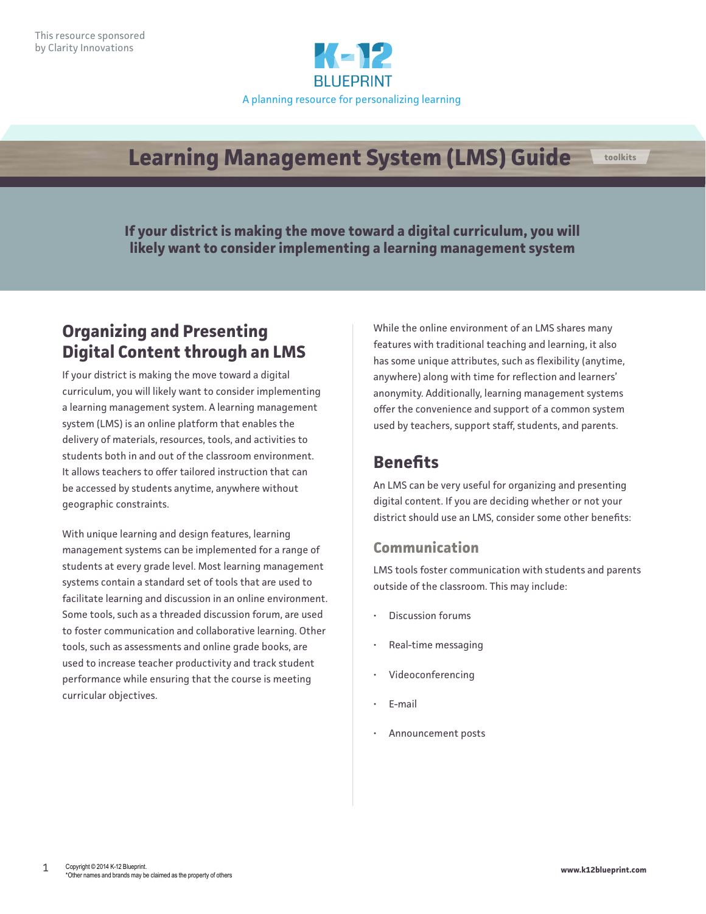This resource sponsored by Clarity Innovations

K-12 BLUEPRINT

A planning resource for personalizing learning

# Learning Management System (LMS) Guide

toolkits

**If your district is making the move toward a digital curriculum, you will likely want to consider implementing a learning management system**

## Organizing and Presenting Digital Content through an LMS

If your district is making the move toward a digital curriculum, you will likely want to consider implementing a learning management system. A learning management system (LMS) is an online platform that enables the delivery of materials, resources, tools, and activities to students both in and out of the classroom environment. It allows teachers to offer tailored instruction that can be accessed by students anytime, anywhere without geographic constraints.

With unique learning and design features, learning management systems can be implemented for a range of students at every grade level. Most learning management systems contain a standard set of tools that are used to facilitate learning and discussion in an online environment. Some tools, such as a threaded discussion forum, are used to foster communication and collaborative learning. Other tools, such as assessments and online grade books, are used to increase teacher productivity and track student performance while ensuring that the course is meeting curricular objectives.

While the online environment of an LMS shares many features with traditional teaching and learning, it also has some unique attributes, such as flexibility (anytime, anywhere) along with time for reflection and learners' anonymity. Additionally, learning management systems offer the convenience and support of a common system used by teachers, support staff, students, and parents.

## Benefits

An LMS can be very useful for organizing and presenting digital content. If you are deciding whether or not your district should use an LMS, consider some other benefits:

### Communication

LMS tools foster communication with students and parents outside of the classroom. This may include:

- Discussion forums
- Real-time messaging
- Videoconferencing
- E-mail
- Announcement posts

Copyright © 2014 K-12 Blueprint.
*Other names and brands may be claimed as the property of others

www.k12blueprint.com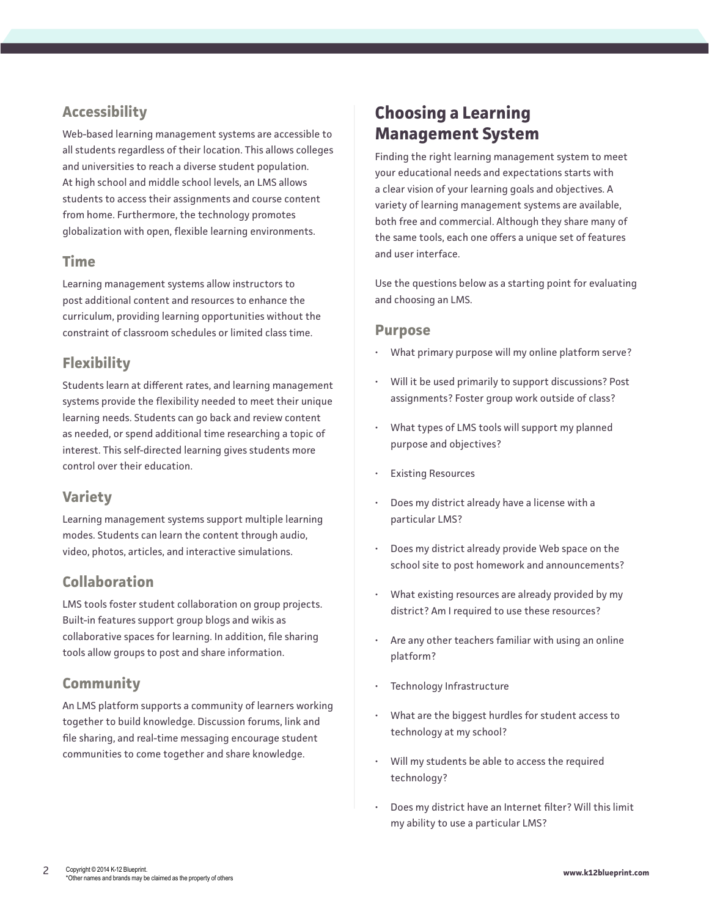### Accessibility

Web-based learning management systems are accessible to all students regardless of their location. This allows colleges and universities to reach a diverse student population. At high school and middle school levels, an LMS allows students to access their assignments and course content from home. Furthermore, the technology promotes globalization with open, flexible learning environments.

### Time

Learning management systems allow instructors to post additional content and resources to enhance the curriculum, providing learning opportunities without the constraint of classroom schedules or limited class time.

### Flexibility

Students learn at different rates, and learning management systems provide the flexibility needed to meet their unique learning needs. Students can go back and review content as needed, or spend additional time researching a topic of interest. This self-directed learning gives students more control over their education.

### Variety

Learning management systems support multiple learning modes. Students can learn the content through audio, video, photos, articles, and interactive simulations.

### Collaboration

LMS tools foster student collaboration on group projects. Built-in features support group blogs and wikis as collaborative spaces for learning. In addition, file sharing tools allow groups to post and share information.

### Community

An LMS platform supports a community of learners working together to build knowledge. Discussion forums, link and file sharing, and real-time messaging encourage student communities to come together and share knowledge.

## Choosing a Learning Management System

Finding the right learning management system to meet your educational needs and expectations starts with a clear vision of your learning goals and objectives. A variety of learning management systems are available, both free and commercial. Although they share many of the same tools, each one offers a unique set of features and user interface.

Use the questions below as a starting point for evaluating and choosing an LMS.

### Purpose

- What primary purpose will my online platform serve?
- Will it be used primarily to support discussions? Post assignments? Foster group work outside of class?
- What types of LMS tools will support my planned purpose and objectives?
- Existing Resources
- Does my district already have a license with a particular LMS?
- Does my district already provide Web space on the school site to post homework and announcements?
- What existing resources are already provided by my district? Am I required to use these resources?
- Are any other teachers familiar with using an online platform?
- Technology Infrastructure
- What are the biggest hurdles for student access to technology at my school?
- Will my students be able to access the required technology?
- Does my district have an Internet filter? Will this limit my ability to use a particular LMS?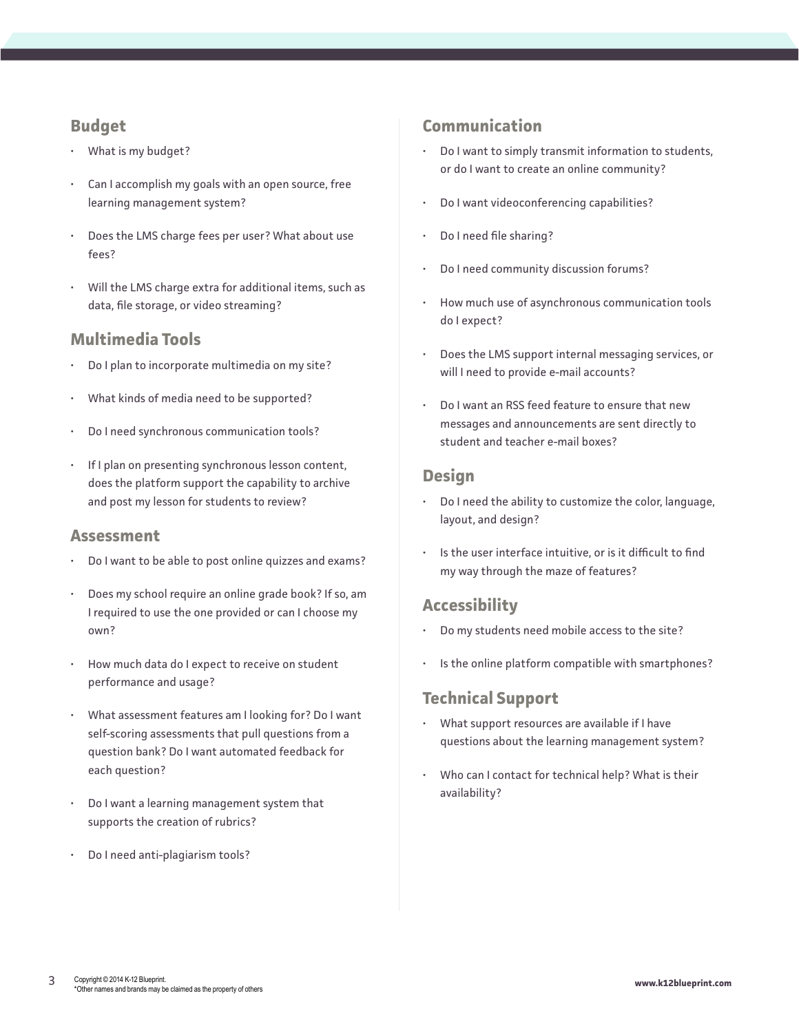## Budget

- What is my budget?
- Can I accomplish my goals with an open source, free learning management system?
- Does the LMS charge fees per user? What about use fees?
- Will the LMS charge extra for additional items, such as data, file storage, or video streaming?

## Multimedia Tools

- Do I plan to incorporate multimedia on my site?
- What kinds of media need to be supported?
- Do I need synchronous communication tools?
- If I plan on presenting synchronous lesson content, does the platform support the capability to archive and post my lesson for students to review?

## Assessment

- Do I want to be able to post online quizzes and exams?
- Does my school require an online grade book? If so, am I required to use the one provided or can I choose my own?
- How much data do I expect to receive on student performance and usage?
- What assessment features am I looking for? Do I want self-scoring assessments that pull questions from a question bank? Do I want automated feedback for each question?
- Do I want a learning management system that supports the creation of rubrics?
- Do I need anti-plagiarism tools?

## Communication

- Do I want to simply transmit information to students, or do I want to create an online community?
- Do I want videoconferencing capabilities?
- Do I need file sharing?
- Do I need community discussion forums?
- How much use of asynchronous communication tools do I expect?
- Does the LMS support internal messaging services, or will I need to provide e-mail accounts?
- Do I want an RSS feed feature to ensure that new messages and announcements are sent directly to student and teacher e-mail boxes?

## Design

- Do I need the ability to customize the color, language, layout, and design?
- Is the user interface intuitive, or is it difficult to find my way through the maze of features?

## Accessibility

- Do my students need mobile access to the site?
- Is the online platform compatible with smartphones?

## Technical Support

- What support resources are available if I have questions about the learning management system?
- Who can I contact for technical help? What is their availability?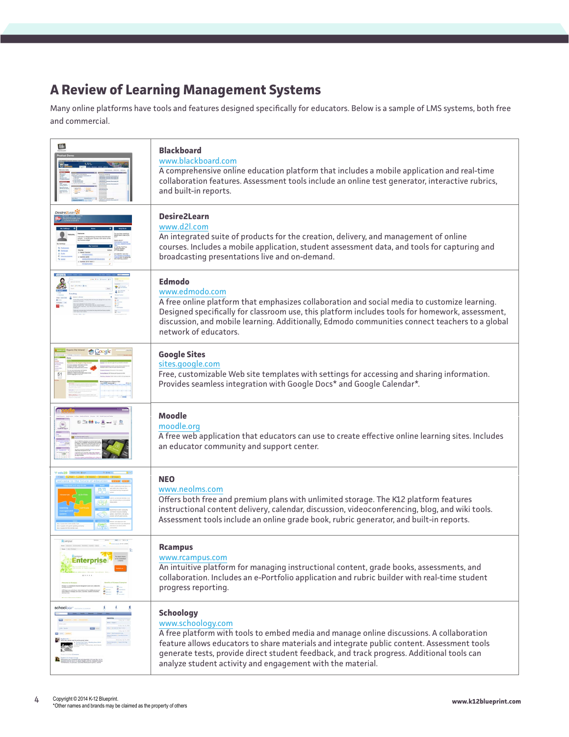# A Review of Learning Management Systems

Many online platforms have tools and features designed specifically for educators. Below is a sample of LMS systems, both free and commercial.

| | |
|---|---|
| | **Blackboard**<br>www.blackboard.com<br>A comprehensive online education platform that includes a mobile application and real-time collaboration features. Assessment tools include an online test generator, interactive rubrics, and built-in reports. |
| | **Desire2Learn**<br>www.d2l.com<br>An integrated suite of products for the creation, delivery, and management of online courses. Includes a mobile application, student assessment data, and tools for capturing and broadcasting presentations live and on-demand. |
| | **Edmodo**<br>www.edmodo.com<br>A free online platform that emphasizes collaboration and social media to customize learning. Designed specifically for classroom use, this platform includes tools for homework, assessment, discussion, and mobile learning. Additionally, Edmodo communities connect teachers to a global network of educators. |
| | **Google Sites**<br>sites.google.com<br>Free, customizable Web site templates with settings for accessing and sharing information. Provides seamless integration with Google Docs* and Google Calendar*. |
| | **Moodle**<br>moodle.org<br>A free web application that educators can use to create effective online learning sites. Includes an educator community and support center. |
| | **NEO**<br>www.neolms.com<br>Offers both free and premium plans with unlimited storage. The K12 platform features instructional content delivery, calendar, discussion, videoconferencing, blog, and wiki tools. Assessment tools include an online grade book, rubric generator, and built-in reports. |
| | **Rcampus**<br>www.rcampus.com<br>An intuitive platform for managing instructional content, grade books, assessments, and collaboration. Includes an e-Portfolio application and rubric builder with real-time student progress reporting. |
| | **Schoology**<br>www.schoology.com<br>A free platform with tools to embed media and manage online discussions. A collaboration feature allows educators to share materials and integrate public content. Assessment tools generate tests, provide direct student feedback, and track progress. Additional tools can analyze student activity and engagement with the material. |

Copyright © 2014 K-12 Blueprint.
*Other names and brands may be claimed as the property of others

www.k12blueprint.com